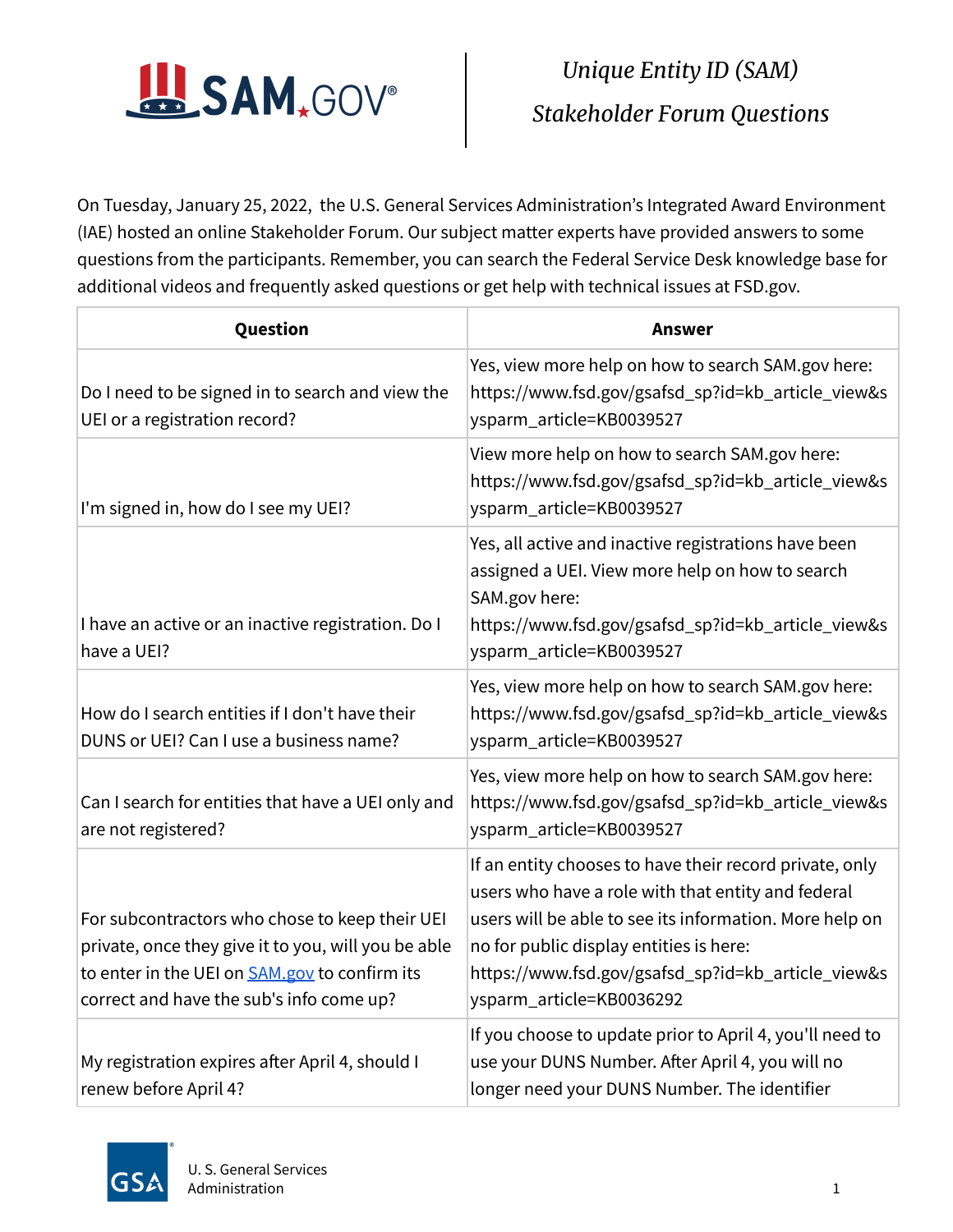# Unique Entity ID (SAM)

## Stakeholder Forum Questions

On Tuesday, January 25, 2022, the U.S. General Services Administration's Integrated Award Environment (IAE) hosted an online Stakeholder Forum. Our subject matter experts have provided answers to some questions from the participants. Remember, you can search the Federal Service Desk knowledge base for additional videos and frequently asked questions or get help with technical issues at FSD.gov.

| Question | Answer |
|---|---|
| Do I need to be signed in to search and view the UEI or a registration record? | Yes, view more help on how to search SAM.gov here: https://www.fsd.gov/gsafsd_sp?id=kb_article_view&sysparm_article=KB0039527 |
| I'm signed in, how do I see my UEI? | View more help on how to search SAM.gov here: https://www.fsd.gov/gsafsd_sp?id=kb_article_view&sysparm_article=KB0039527 |
| I have an active or an inactive registration. Do I have a UEI? | Yes, all active and inactive registrations have been assigned a UEI. View more help on how to search SAM.gov here: https://www.fsd.gov/gsafsd_sp?id=kb_article_view&sysparm_article=KB0039527 |
| How do I search entities if I don't have their DUNS or UEI? Can I use a business name? | Yes, view more help on how to search SAM.gov here: https://www.fsd.gov/gsafsd_sp?id=kb_article_view&sysparm_article=KB0039527 |
| Can I search for entities that have a UEI only and are not registered? | Yes, view more help on how to search SAM.gov here: https://www.fsd.gov/gsafsd_sp?id=kb_article_view&sysparm_article=KB0039527 |
| For subcontractors who chose to keep their UEI private, once they give it to you, will you be able to enter in the UEI on SAM.gov to confirm its correct and have the sub's info come up? | If an entity chooses to have their record private, only users who have a role with that entity and federal users will be able to see its information. More help on no for public display entities is here: https://www.fsd.gov/gsafsd_sp?id=kb_article_view&sysparm_article=KB0036292 |
| My registration expires after April 4, should I renew before April 4? | If you choose to update prior to April 4, you'll need to use your DUNS Number. After April 4, you will no longer need your DUNS Number. The identifier |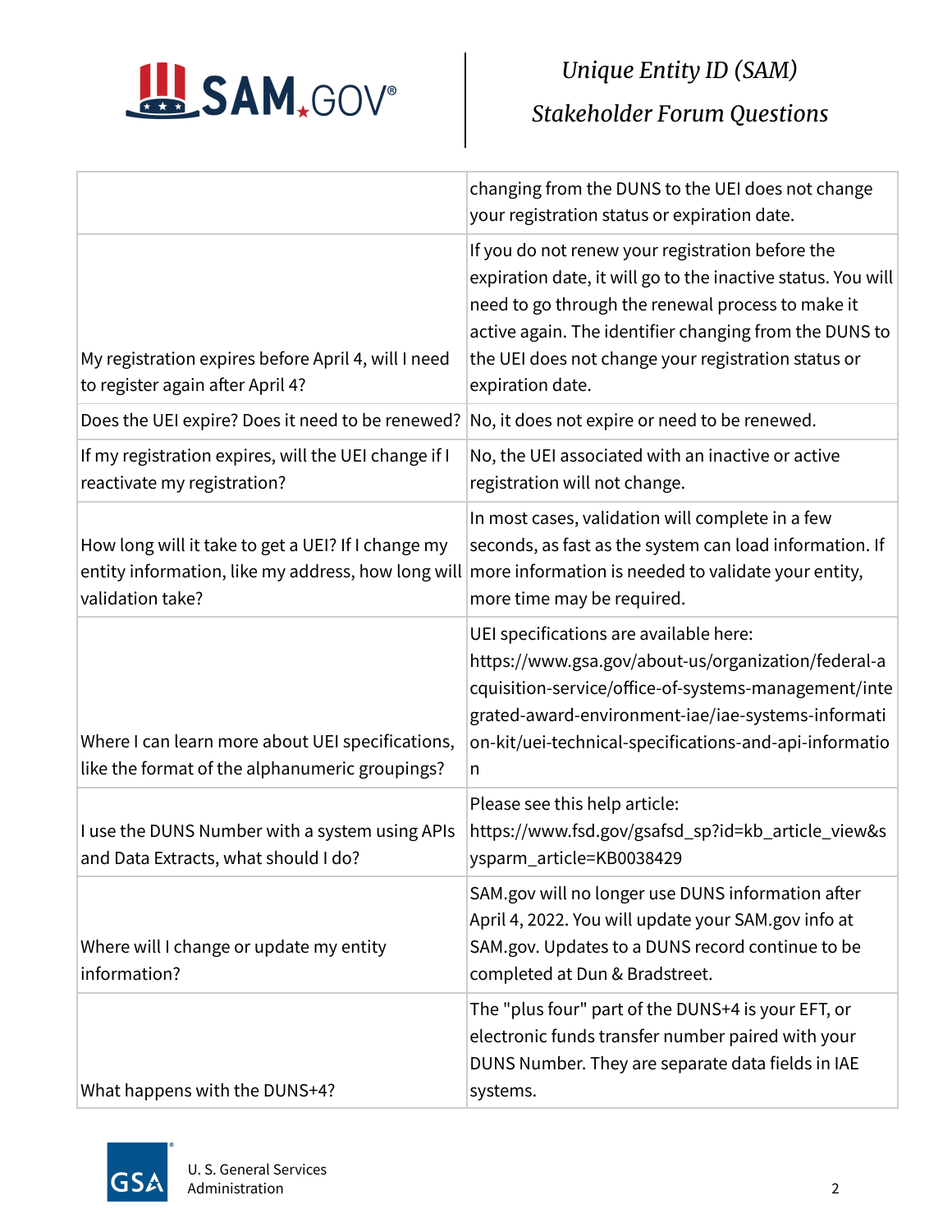| | |
|---|---|
| | changing from the DUNS to the UEI does not change your registration status or expiration date. |
| My registration expires before April 4, will I need to register again after April 4? | If you do not renew your registration before the expiration date, it will go to the inactive status. You will need to go through the renewal process to make it active again. The identifier changing from the DUNS to the UEI does not change your registration status or expiration date. |
| Does the UEI expire? Does it need to be renewed? | No, it does not expire or need to be renewed. |
| If my registration expires, will the UEI change if I reactivate my registration? | No, the UEI associated with an inactive or active registration will not change. |
| How long will it take to get a UEI? If I change my entity information, like my address, how long will validation take? | In most cases, validation will complete in a few seconds, as fast as the system can load information. If more information is needed to validate your entity, more time may be required. |
| Where I can learn more about UEI specifications, like the format of the alphanumeric groupings? | UEI specifications are available here: https://www.gsa.gov/about-us/organization/federal-acquisition-service/office-of-systems-management/integrated-award-environment-iae/iae-systems-information-kit/uei-technical-specifications-and-api-information |
| I use the DUNS Number with a system using APIs and Data Extracts, what should I do? | Please see this help article: https://www.fsd.gov/gsafsd_sp?id=kb_article_view&sysparm_article=KB0038429 |
| Where will I change or update my entity information? | SAM.gov will no longer use DUNS information after April 4, 2022. You will update your SAM.gov info at SAM.gov. Updates to a DUNS record continue to be completed at Dun & Bradstreet. |
| What happens with the DUNS+4? | The "plus four" part of the DUNS+4 is your EFT, or electronic funds transfer number paired with your DUNS Number. They are separate data fields in IAE systems. |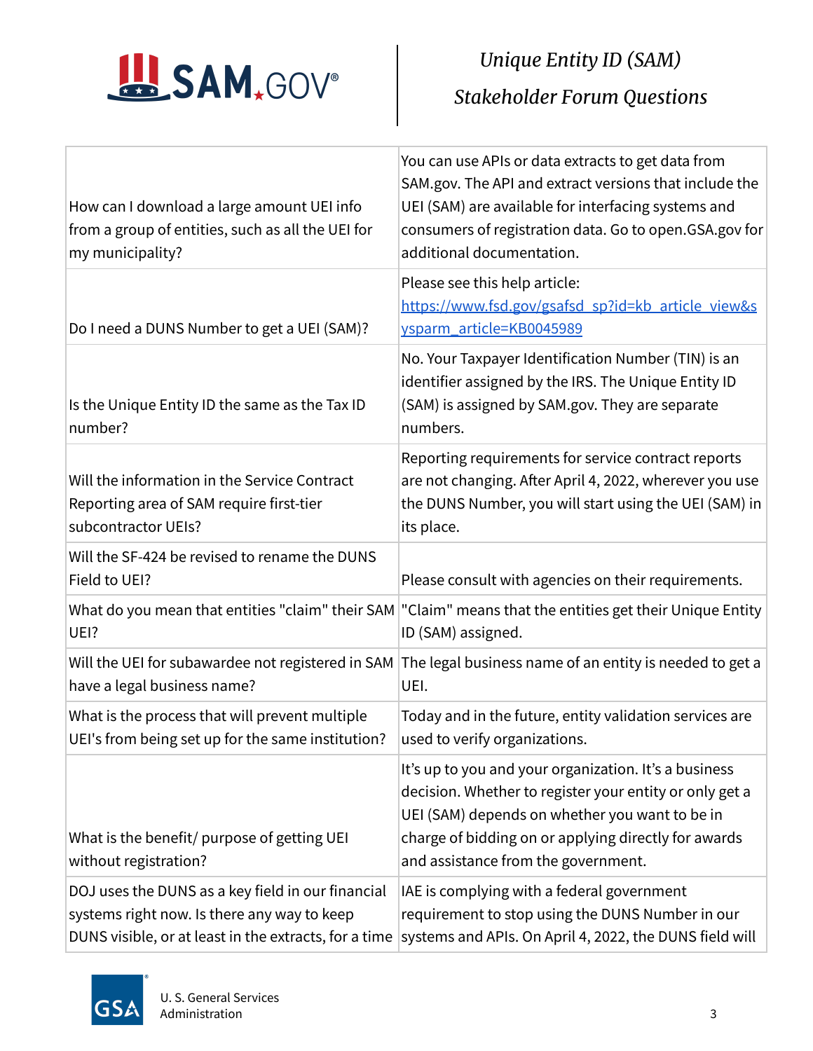| | |
|---|---|
| How can I download a large amount UEI info from a group of entities, such as all the UEI for my municipality? | You can use APIs or data extracts to get data from SAM.gov. The API and extract versions that include the UEI (SAM) are available for interfacing systems and consumers of registration data. Go to open.GSA.gov for additional documentation. |
| Do I need a DUNS Number to get a UEI (SAM)? | Please see this help article: [https://www.fsd.gov/gsafsd_sp?id=kb_article_view&sysparm_article=KB0045989](https://www.fsd.gov/gsafsd_sp?id=kb_article_view&sysparm_article=KB0045989) |
| Is the Unique Entity ID the same as the Tax ID number? | No. Your Taxpayer Identification Number (TIN) is an identifier assigned by the IRS. The Unique Entity ID (SAM) is assigned by SAM.gov. They are separate numbers. |
| Will the information in the Service Contract Reporting area of SAM require first-tier subcontractor UEIs? | Reporting requirements for service contract reports are not changing. After April 4, 2022, wherever you use the DUNS Number, you will start using the UEI (SAM) in its place. |
| Will the SF-424 be revised to rename the DUNS Field to UEI? | Please consult with agencies on their requirements. |
| What do you mean that entities "claim" their SAM UEI? | "Claim" means that the entities get their Unique Entity ID (SAM) assigned. |
| Will the UEI for subawardee not registered in SAM have a legal business name? | The legal business name of an entity is needed to get a UEI. |
| What is the process that will prevent multiple UEI's from being set up for the same institution? | Today and in the future, entity validation services are used to verify organizations. |
| What is the benefit/ purpose of getting UEI without registration? | It's up to you and your organization. It's a business decision. Whether to register your entity or only get a UEI (SAM) depends on whether you want to be in charge of bidding on or applying directly for awards and assistance from the government. |
| DOJ uses the DUNS as a key field in our financial systems right now. Is there any way to keep DUNS visible, or at least in the extracts, for a time | IAE is complying with a federal government requirement to stop using the DUNS Number in our systems and APIs. On April 4, 2022, the DUNS field will |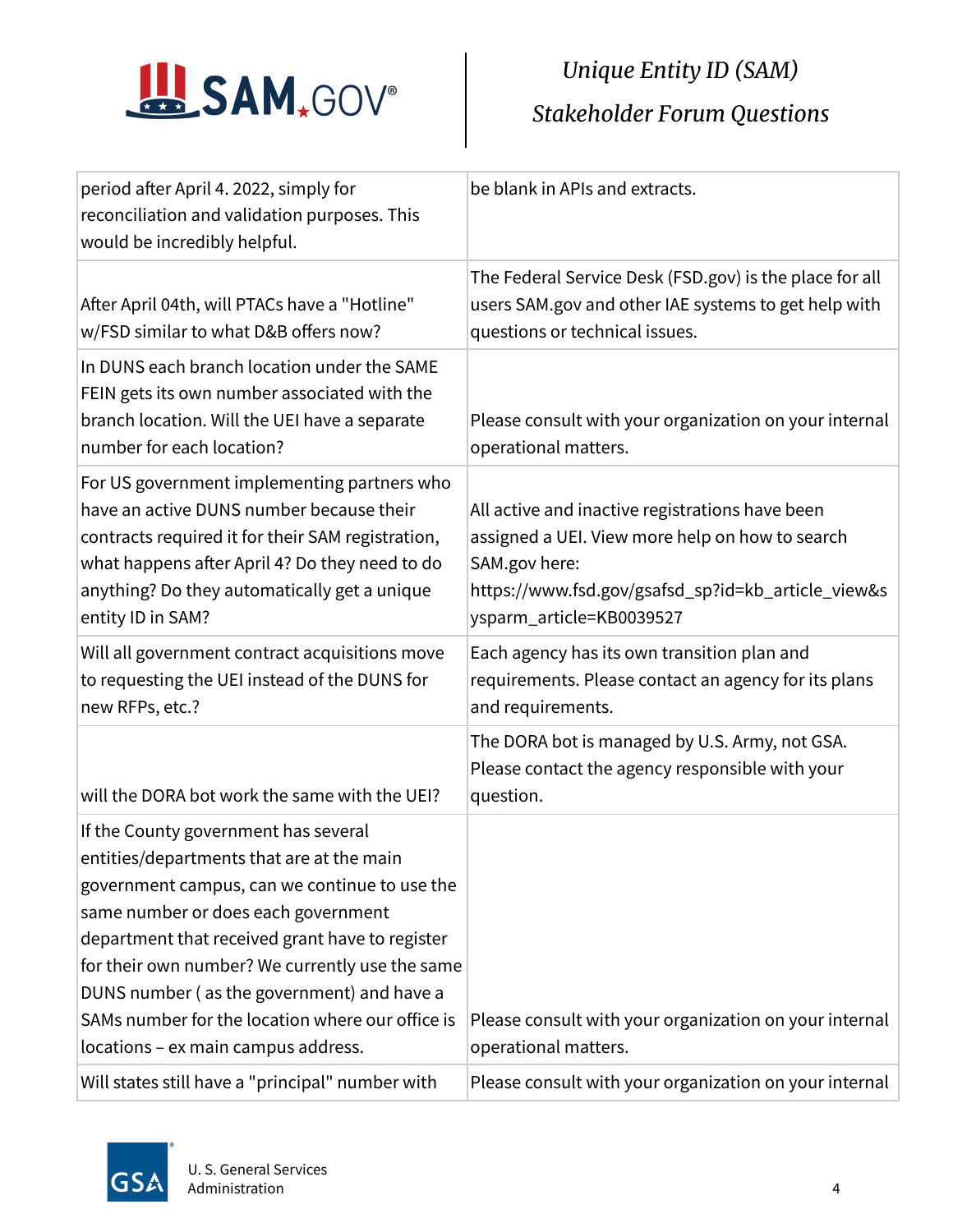| | |
|---|---|
| period after April 4. 2022, simply for reconciliation and validation purposes. This would be incredibly helpful. | be blank in APIs and extracts. |
| After April 04th, will PTACs have a "Hotline" w/FSD similar to what D&B offers now? | The Federal Service Desk (FSD.gov) is the place for all users SAM.gov and other IAE systems to get help with questions or technical issues. |
| In DUNS each branch location under the SAME FEIN gets its own number associated with the branch location. Will the UEI have a separate number for each location? | Please consult with your organization on your internal operational matters. |
| For US government implementing partners who have an active DUNS number because their contracts required it for their SAM registration, what happens after April 4? Do they need to do anything? Do they automatically get a unique entity ID in SAM? | All active and inactive registrations have been assigned a UEI. View more help on how to search SAM.gov here: https://www.fsd.gov/gsafsd_sp?id=kb_article_view&sysparm_article=KB0039527 |
| Will all government contract acquisitions move to requesting the UEI instead of the DUNS for new RFPs, etc.? | Each agency has its own transition plan and requirements. Please contact an agency for its plans and requirements. |
| will the DORA bot work the same with the UEI? | The DORA bot is managed by U.S. Army, not GSA. Please contact the agency responsible with your question. |
| If the County government has several entities/departments that are at the main government campus, can we continue to use the same number or does each government department that received grant have to register for their own number? We currently use the same DUNS number ( as the government) and have a SAMs number for the location where our office is locations – ex main campus address. | Please consult with your organization on your internal operational matters. |
| Will states still have a "principal" number with | Please consult with your organization on your internal |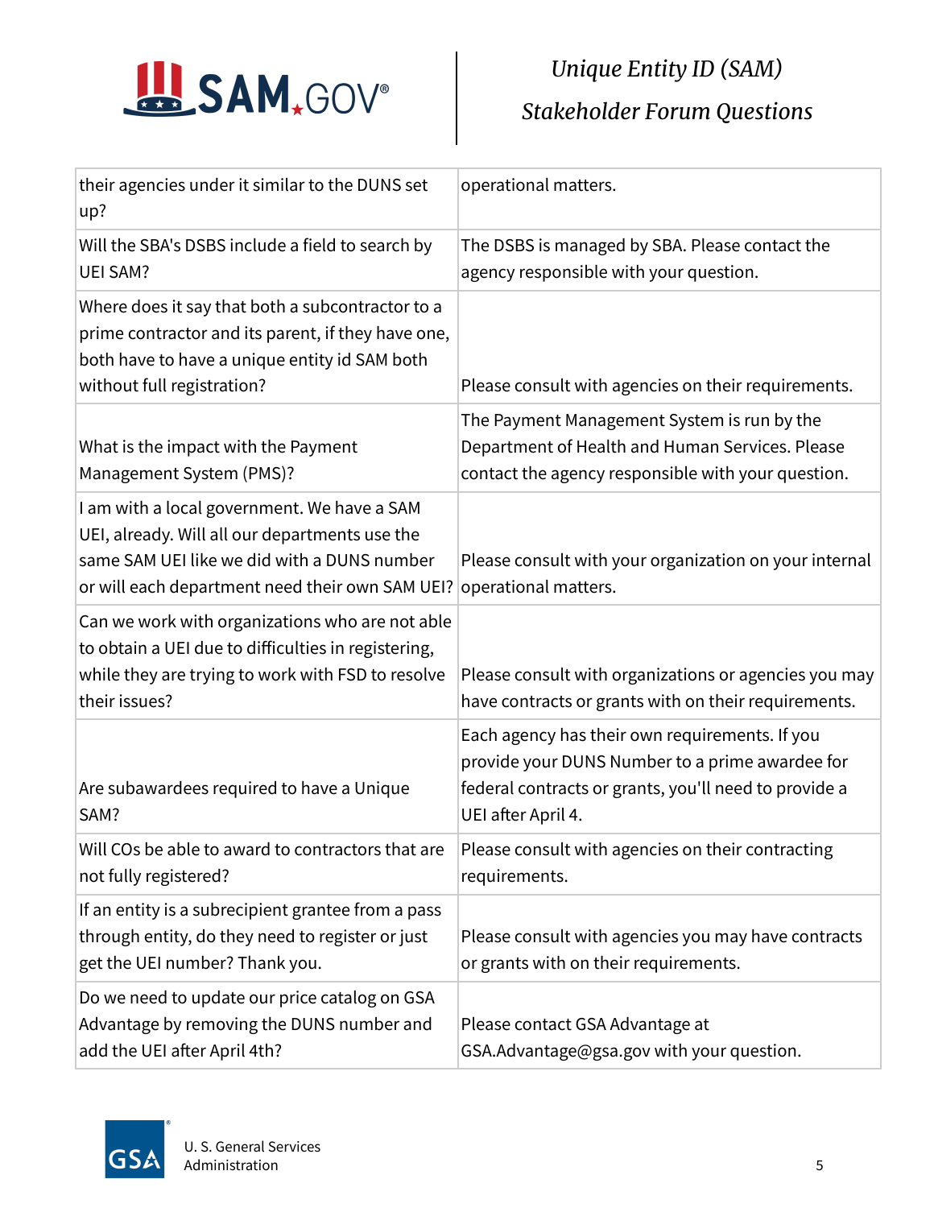| | |
|---|---|
| their agencies under it similar to the DUNS set up? | operational matters. |
| Will the SBA's DSBS include a field to search by UEI SAM? | The DSBS is managed by SBA. Please contact the agency responsible with your question. |
| Where does it say that both a subcontractor to a prime contractor and its parent, if they have one, both have to have a unique entity id SAM both without full registration? | Please consult with agencies on their requirements. |
| What is the impact with the Payment Management System (PMS)? | The Payment Management System is run by the Department of Health and Human Services. Please contact the agency responsible with your question. |
| I am with a local government. We have a SAM UEI, already. Will all our departments use the same SAM UEI like we did with a DUNS number or will each department need their own SAM UEI? | Please consult with your organization on your internal operational matters. |
| Can we work with organizations who are not able to obtain a UEI due to difficulties in registering, while they are trying to work with FSD to resolve their issues? | Please consult with organizations or agencies you may have contracts or grants with on their requirements. |
| Are subawardees required to have a Unique SAM? | Each agency has their own requirements. If you provide your DUNS Number to a prime awardee for federal contracts or grants, you'll need to provide a UEI after April 4. |
| Will COs be able to award to contractors that are not fully registered? | Please consult with agencies on their contracting requirements. |
| If an entity is a subrecipient grantee from a pass through entity, do they need to register or just get the UEI number? Thank you. | Please consult with agencies you may have contracts or grants with on their requirements. |
| Do we need to update our price catalog on GSA Advantage by removing the DUNS number and add the UEI after April 4th? | Please contact GSA Advantage at GSA.Advantage@gsa.gov with your question. |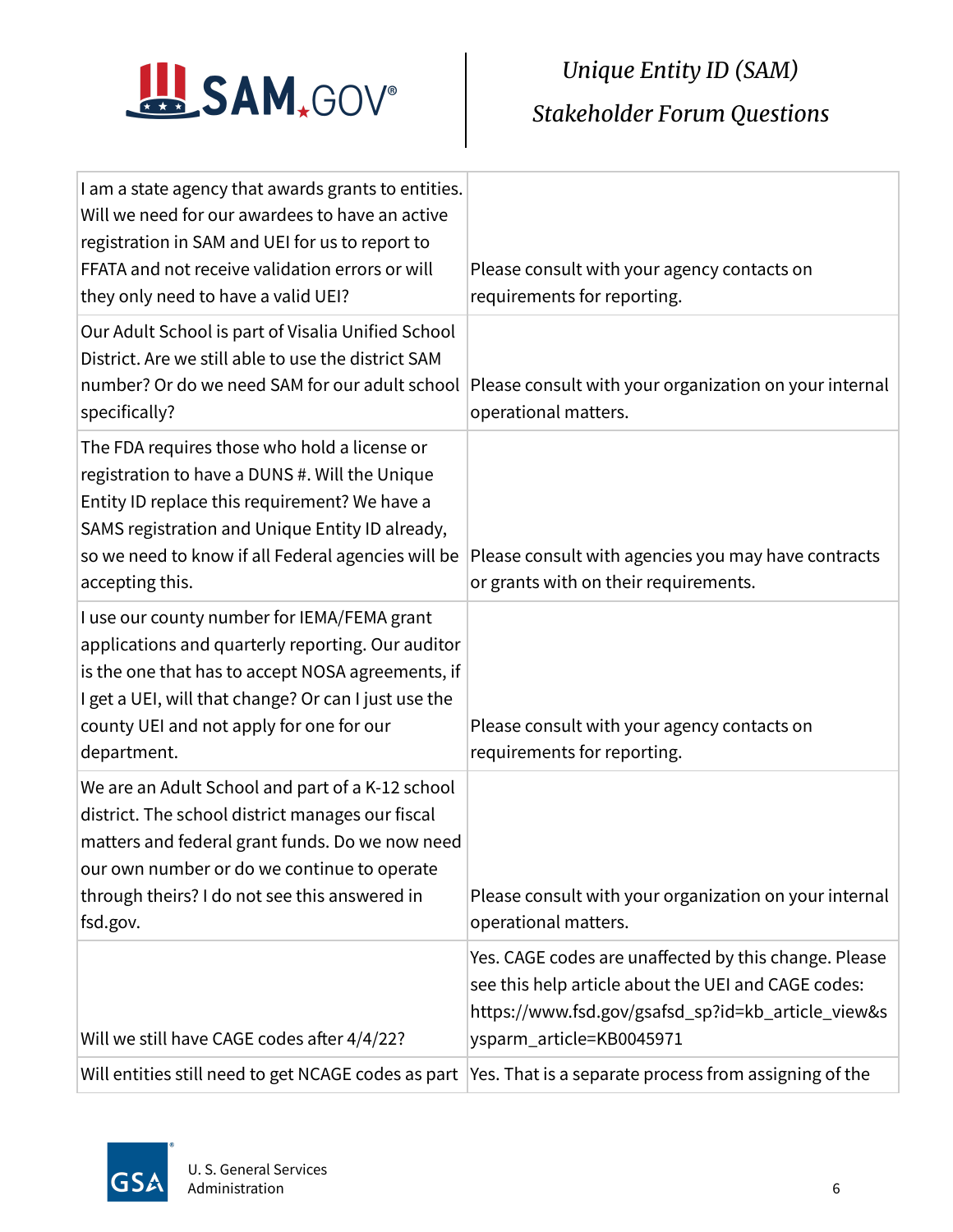| | |
|---|---|
| I am a state agency that awards grants to entities. Will we need for our awardees to have an active registration in SAM and UEI for us to report to FFATA and not receive validation errors or will they only need to have a valid UEI? | Please consult with your agency contacts on requirements for reporting. |
| Our Adult School is part of Visalia Unified School District. Are we still able to use the district SAM number? Or do we need SAM for our adult school specifically? | Please consult with your organization on your internal operational matters. |
| The FDA requires those who hold a license or registration to have a DUNS #. Will the Unique Entity ID replace this requirement? We have a SAMS registration and Unique Entity ID already, so we need to know if all Federal agencies will be accepting this. | Please consult with agencies you may have contracts or grants with on their requirements. |
| I use our county number for IEMA/FEMA grant applications and quarterly reporting. Our auditor is the one that has to accept NOSA agreements, if I get a UEI, will that change? Or can I just use the county UEI and not apply for one for our department. | Please consult with your agency contacts on requirements for reporting. |
| We are an Adult School and part of a K-12 school district. The school district manages our fiscal matters and federal grant funds. Do we now need our own number or do we continue to operate through theirs? I do not see this answered in fsd.gov. | Please consult with your organization on your internal operational matters. |
| Will we still have CAGE codes after 4/4/22? | Yes. CAGE codes are unaffected by this change. Please see this help article about the UEI and CAGE codes: https://www.fsd.gov/gsafsd_sp?id=kb_article_view&sysparm_article=KB0045971 |
| Will entities still need to get NCAGE codes as part | Yes. That is a separate process from assigning of the |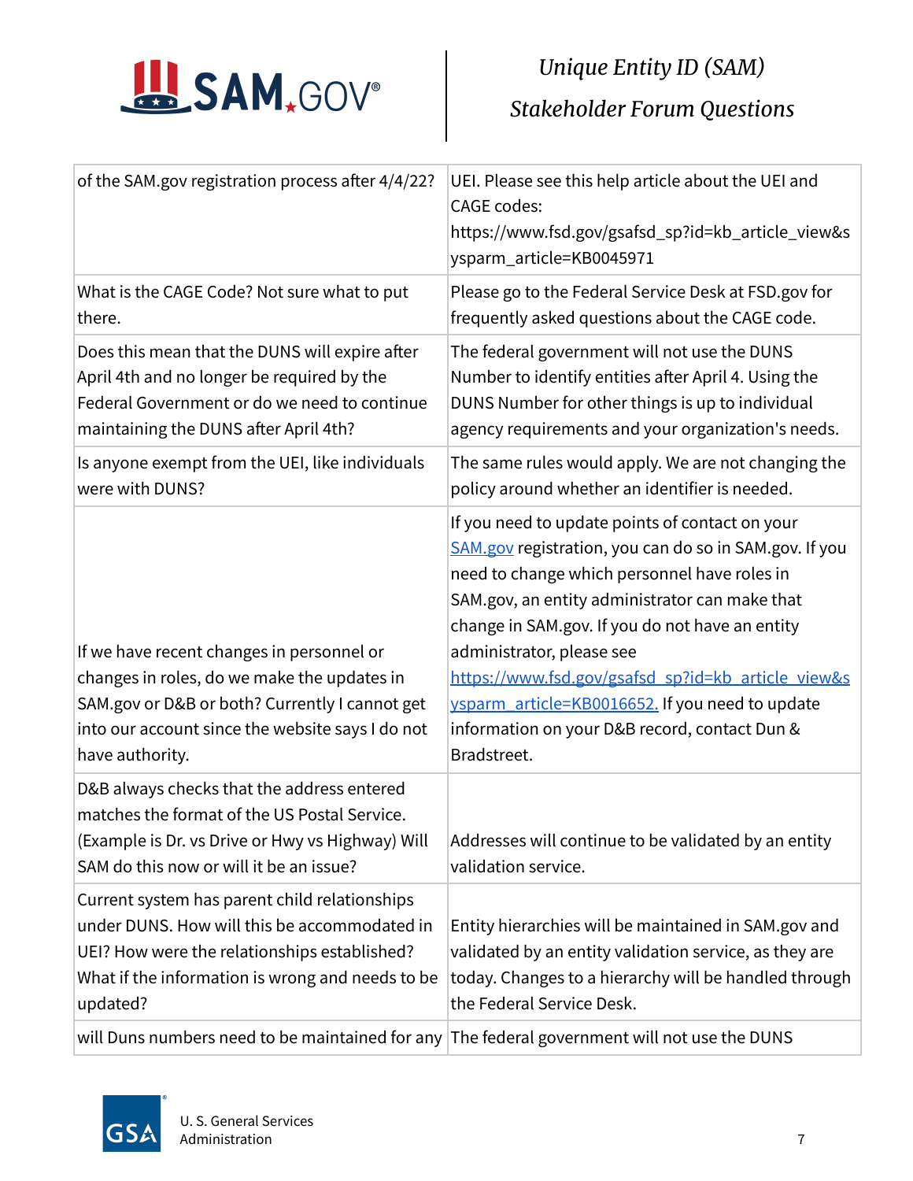| | |
|---|---|
| of the SAM.gov registration process after 4/4/22? | UEI. Please see this help article about the UEI and CAGE codes: https://www.fsd.gov/gsafsd_sp?id=kb_article_view&sysparm_article=KB0045971 |
| What is the CAGE Code? Not sure what to put there. | Please go to the Federal Service Desk at FSD.gov for frequently asked questions about the CAGE code. |
| Does this mean that the DUNS will expire after April 4th and no longer be required by the Federal Government or do we need to continue maintaining the DUNS after April 4th? | The federal government will not use the DUNS Number to identify entities after April 4. Using the DUNS Number for other things is up to individual agency requirements and your organization's needs. |
| Is anyone exempt from the UEI, like individuals were with DUNS? | The same rules would apply. We are not changing the policy around whether an identifier is needed. |
| If we have recent changes in personnel or changes in roles, do we make the updates in SAM.gov or D&B or both? Currently I cannot get into our account since the website says I do not have authority. | If you need to update points of contact on your [SAM.gov](SAM.gov) registration, you can do so in SAM.gov. If you need to change which personnel have roles in SAM.gov, an entity administrator can make that change in SAM.gov. If you do not have an entity administrator, please see [https://www.fsd.gov/gsafsd_sp?id=kb_article_view&sysparm_article=KB0016652.](https://www.fsd.gov/gsafsd_sp?id=kb_article_view&sysparm_article=KB0016652) If you need to update information on your D&B record, contact Dun & Bradstreet. |
| D&B always checks that the address entered matches the format of the US Postal Service. (Example is Dr. vs Drive or Hwy vs Highway) Will SAM do this now or will it be an issue? | Addresses will continue to be validated by an entity validation service. |
| Current system has parent child relationships under DUNS. How will this be accommodated in UEI? How were the relationships established? What if the information is wrong and needs to be updated? | Entity hierarchies will be maintained in SAM.gov and validated by an entity validation service, as they are today. Changes to a hierarchy will be handled through the Federal Service Desk. |
| will Duns numbers need to be maintained for any | The federal government will not use the DUNS |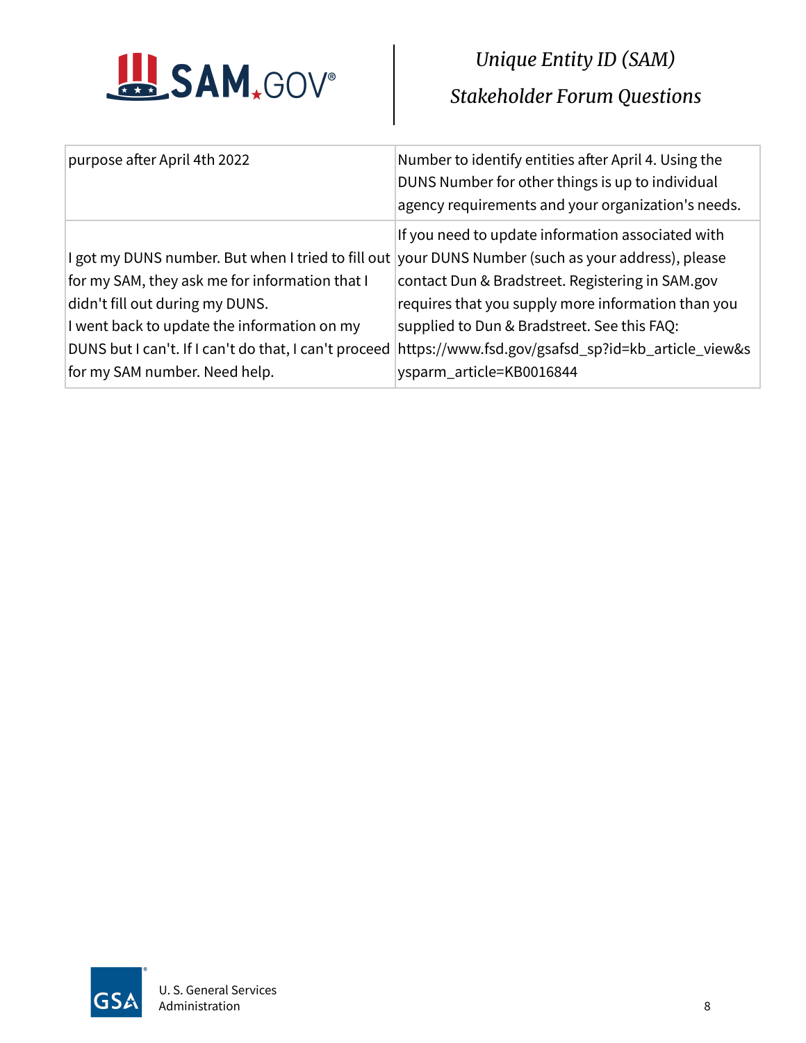| | |
|---|---|
| purpose after April 4th 2022 | Number to identify entities after April 4. Using the DUNS Number for other things is up to individual agency requirements and your organization's needs. |
| I got my DUNS number. But when I tried to fill out for my SAM, they ask me for information that I didn't fill out during my DUNS.<br>I went back to update the information on my DUNS but I can't. If I can't do that, I can't proceed for my SAM number. Need help. | If you need to update information associated with your DUNS Number (such as your address), please contact Dun & Bradstreet. Registering in SAM.gov requires that you supply more information than you supplied to Dun & Bradstreet. See this FAQ: https://www.fsd.gov/gsafsd_sp?id=kb_article_view&sysparm_article=KB0016844 |